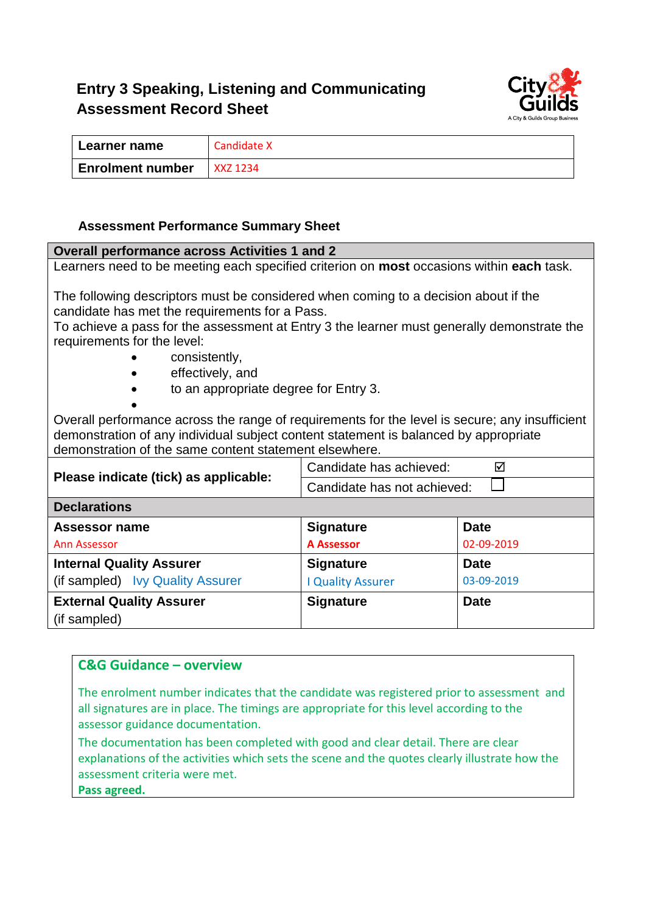## Entry 3 Speaking, Listening and Communicating Assessment Record Sheet

| Learner name | Candidate X |
|---|---|
| Enrolment number | XXZ 1234 |

### Assessment Performance Summary Sheet

| Overall performance across Activities 1 and 2 | | |
|---|---|---|
| Learners need to be meeting each specified criterion on **most** occasions within **each** task.<br><br>The following descriptors must be considered when coming to a decision about if the candidate has met the requirements for a Pass.<br>To achieve a pass for the assessment at Entry 3 the learner must generally demonstrate the requirements for the level:<br>• consistently,<br>• effectively, and<br>• to an appropriate degree for Entry 3.<br><br>Overall performance across the range of requirements for the level is secure; any insufficient demonstration of any individual subject content statement is balanced by appropriate demonstration of the same content statement elsewhere. | | |
| **Please indicate (tick) as applicable:** | Candidate has achieved: ☑ | |
| | Candidate has not achieved: ☐ | |
| **Declarations** | | |
| **Assessor name**<br>Ann Assessor | **Signature**<br>**A Assessor** | **Date**<br>02-09-2019 |
| **Internal Quality Assurer**<br>(if sampled) Ivy Quality Assurer | **Signature**<br>I Quality Assurer | **Date**<br>03-09-2019 |
| **External Quality Assurer**<br>(if sampled) | **Signature** | **Date** |

**C&G Guidance – overview**

The enrolment number indicates that the candidate was registered prior to assessment and all signatures are in place. The timings are appropriate for this level according to the assessor guidance documentation.

The documentation has been completed with good and clear detail. There are clear explanations of the activities which sets the scene and the quotes clearly illustrate how the assessment criteria were met.

**Pass agreed.**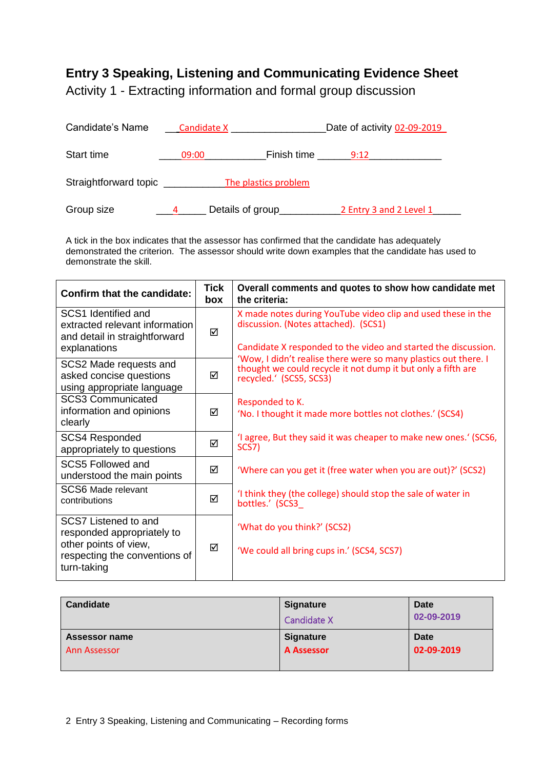# Entry 3 Speaking, Listening and Communicating Evidence Sheet

Activity 1 - Extracting information and formal group discussion

Candidate's Name Candidate X Date of activity 02-09-2019

Start time 09:00 Finish time 9:12

Straightforward topic The plastics problem

Group size 4 Details of group 2 Entry 3 and 2 Level 1

A tick in the box indicates that the assessor has confirmed that the candidate has adequately demonstrated the criterion. The assessor should write down examples that the candidate has used to demonstrate the skill.

| Confirm that the candidate: | Tick box | Overall comments and quotes to show how candidate met the criteria: |
|---|---|---|
| SCS1 Identified and extracted relevant information and detail in straightforward explanations | ☑ | X made notes during YouTube video clip and used these in the discussion. (Notes attached). (SCS1)<br><br>Candidate X responded to the video and started the discussion. 'Wow, I didn't realise there were so many plastics out there. I thought we could recycle it not dump it but only a fifth are recycled.' (SCS5, SCS3)<br><br>Responded to K.<br>'No. I thought it made more bottles not clothes.' (SCS4)<br><br>'I agree, But they said it was cheaper to make new ones.' (SCS6, SCS7)<br><br>'Where can you get it (free water when you are out)?' (SCS2)<br><br>'I think they (the college) should stop the sale of water in bottles.' (SCS3_<br><br>'What do you think?' (SCS2)<br><br>'We could all bring cups in.' (SCS4, SCS7) |
| SCS2 Made requests and asked concise questions using appropriate language | ☑ | |
| SCS3 Communicated information and opinions clearly | ☑ | |
| SCS4 Responded appropriately to questions | ☑ | |
| SCS5 Followed and understood the main points | ☑ | |
| SCS6 Made relevant contributions | ☑ | |
| SCS7 Listened to and responded appropriately to other points of view, respecting the conventions of turn-taking | ☑ | |

| Candidate | Signature<br>Candidate X | Date<br>02-09-2019 |
|---|---|---|
| Assessor name<br>Ann Assessor | Signature<br>A Assessor | Date<br>02-09-2019 |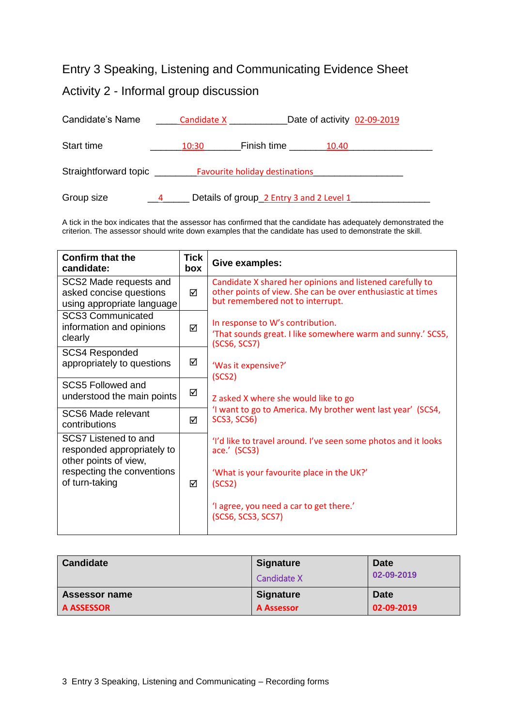## Entry 3 Speaking, Listening and Communicating Evidence Sheet

## Activity 2 - Informal group discussion

Candidate's Name Candidate X Date of activity 02-09-2019

Start time 10:30 Finish time 10.40

Straightforward topic Favourite holiday destinations

Group size 4 Details of group 2 Entry 3 and 2 Level 1

A tick in the box indicates that the assessor has confirmed that the candidate has adequately demonstrated the criterion. The assessor should write down examples that the candidate has used to demonstrate the skill.

| Confirm that the candidate: | Tick box | Give examples: |
|---|---|---|
| SCS2 Made requests and asked concise questions using appropriate language | ☑ | Candidate X shared her opinions and listened carefully to other points of view. She can be over enthusiastic at times but remembered not to interrupt. |
| SCS3 Communicated information and opinions clearly | ☑ | In response to W's contribution. 'That sounds great. I like somewhere warm and sunny.' SCS5, (SCS6, SCS7) |
| SCS4 Responded appropriately to questions | ☑ | 'Was it expensive?' (SCS2) |
| SCS5 Followed and understood the main points | ☑ | Z asked X where she would like to go 'I want to go to America. My brother went last year' (SCS4, SCS3, SCS6) |
| SCS6 Made relevant contributions | ☑ | 'I'd like to travel around. I've seen some photos and it looks ace.' (SCS3) |
| SCS7 Listened to and responded appropriately to other points of view, respecting the conventions of turn-taking | ☑ | 'What is your favourite place in the UK?' (SCS2) 'I agree, you need a car to get there.' (SCS6, SCS3, SCS7) |

| Candidate | Signature | Date |
|---|---|---|
| | Candidate X | 02-09-2019 |
| **Assessor name** | **Signature** | **Date** |
| A ASSESSOR | A Assessor | 02-09-2019 |